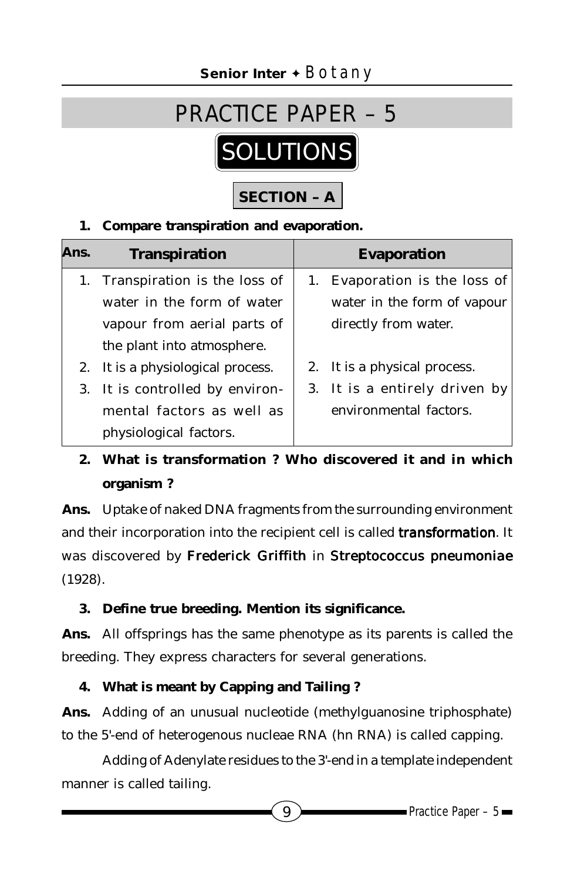# PRACTICE PAPER – 5

## SOLUTIONS

### SECTION – A

**1. Compare transpiration and evaporation.**

| Ans. Transpiration | Evaporation |
|---|---|
| 1. Transpiration is the loss of water in the form of water vapour from aerial parts of the plant into atmosphere. | 1. Evaporation is the loss of water in the form of vapour directly from water. |
| 2. It is a physiological process. | 2. It is a physical process. |
| 3. It is controlled by environmental factors as well as physiological factors. | 3. It is a entirely driven by environmental factors. |

**2. What is transformation ? Who discovered it and in which organism ?**

**Ans.** Uptake of naked DNA fragments from the surrounding environment and their incorporation into the recipient cell is called transformation. It was discovered by **Frederick Griffith** in Streptococcus pneumoniae (1928).

**3. Define true breeding. Mention its significance.**

**Ans.** All offsprings has the same phenotype as its parents is called the breeding. They express characters for several generations.

**4. What is meant by Capping and Tailing ?**

**Ans.** Adding of an unusual nucleotide (methylguanosine triphosphate) to the 5'-end of heterogenous nucleae RNA (hn RNA) is called capping.

Adding of Adenylate residues to the 3'-end in a template independent manner is called tailing.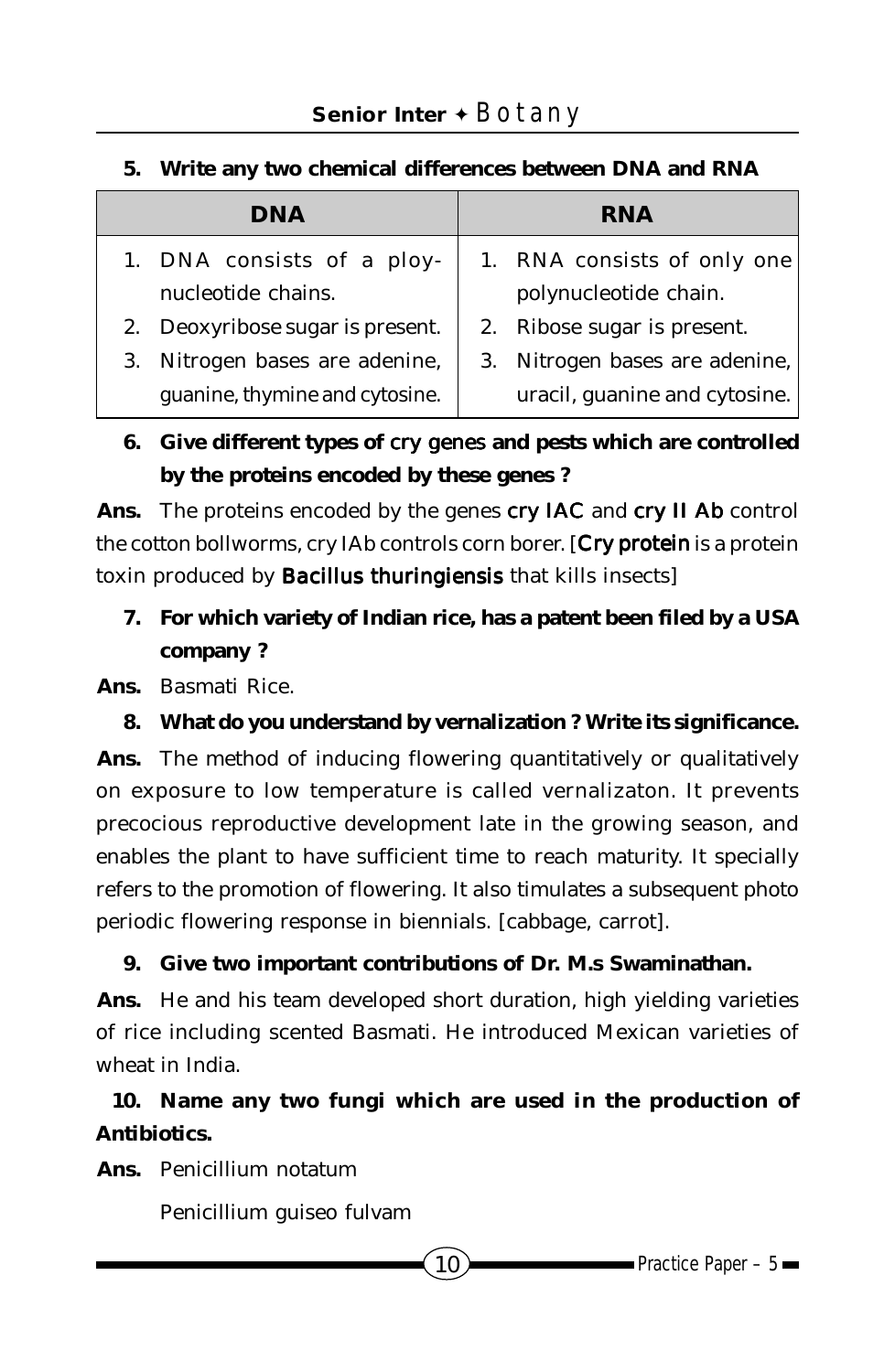**5. Write any two chemical differences between DNA and RNA**

| DNA | RNA |
|---|---|
| 1. DNA consists of a ploy-nucleotide chains. | 1. RNA consists of only one polynucleotide chain. |
| 2. Deoxyribose sugar is present. | 2. Ribose sugar is present. |
| 3. Nitrogen bases are adenine, guanine, thymine and cytosine. | 3. Nitrogen bases are adenine, uracil, guanine and cytosine. |

**6. Give different types of *cry* genes and pests which are controlled by the proteins encoded by these genes ?**

**Ans.** The proteins encoded by the genes **cry IAC** and **cry II Ab** control the cotton bollworms, cry IAb controls corn borer. [**Cry protein** is a protein toxin produced by **Bacillus thuringiensis** that kills insects]

**7. For which variety of Indian rice, has a patent been filed by a USA company ?**

**Ans.** Basmati Rice.

**8. What do you understand by vernalization ? Write its significance.**

**Ans.** The method of inducing flowering quantitatively or qualitatively on exposure to low temperature is called vernalizaton. It prevents precocious reproductive development late in the growing season, and enables the plant to have sufficient time to reach maturity. It specially refers to the promotion of flowering. It also timulates a subsequent photo periodic flowering response in biennials. [cabbage, carrot].

**9. Give two important contributions of Dr. M.s Swaminathan.**

**Ans.** He and his team developed short duration, high yielding varieties of rice including scented Basmati. He introduced Mexican varieties of wheat in India.

**10. Name any two fungi which are used in the production of Antibiotics.**

**Ans.** Penicillium notatum

Penicillium guiseo fulvam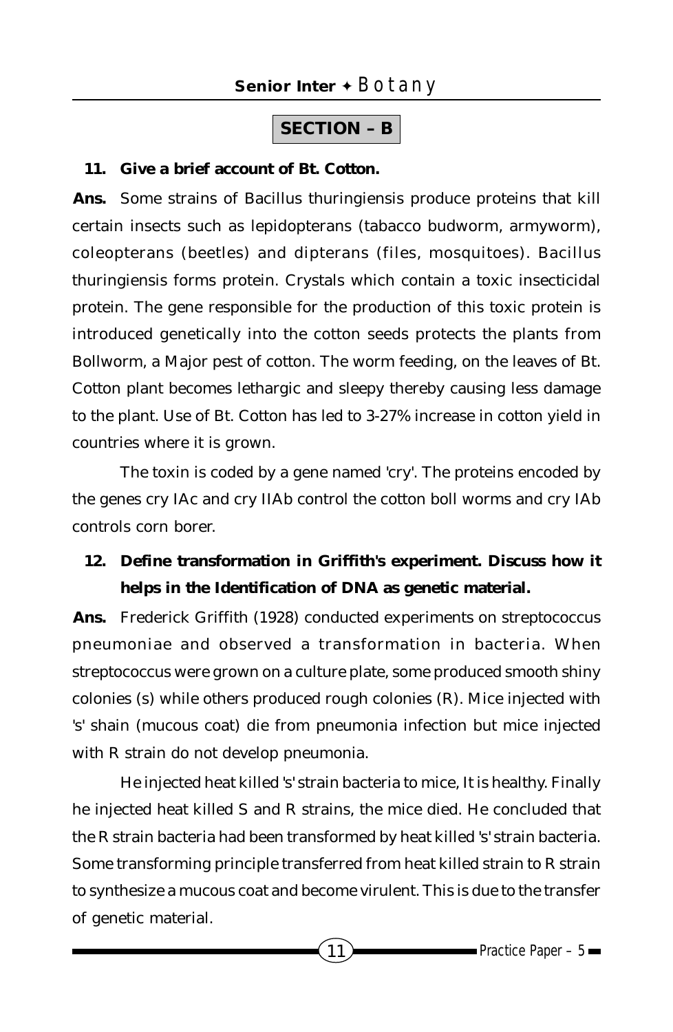## SECTION – B

**11. Give a brief account of Bt. Cotton.**

**Ans.** Some strains of Bacillus thuringiensis produce proteins that kill certain insects such as lepidopterans (tabacco budworm, armyworm), coleopterans (beetles) and dipterans (files, mosquitoes). Bacillus thuringiensis forms protein. Crystals which contain a toxic insecticidal protein. The gene responsible for the production of this toxic protein is introduced genetically into the cotton seeds protects the plants from Bollworm, a Major pest of cotton. The worm feeding, on the leaves of Bt. Cotton plant becomes lethargic and sleepy thereby causing less damage to the plant. Use of Bt. Cotton has led to 3-27% increase in cotton yield in countries where it is grown.

The toxin is coded by a gene named 'cry'. The proteins encoded by the genes cry IAc and cry IIAb control the cotton boll worms and cry IAb controls corn borer.

**12. Define transformation in Griffith's experiment. Discuss how it helps in the Identification of DNA as genetic material.**

**Ans.** Frederick Griffith (1928) conducted experiments on streptococcus pneumoniae and observed a transformation in bacteria. When streptococcus were grown on a culture plate, some produced smooth shiny colonies (s) while others produced rough colonies (R). Mice injected with 's' shain (mucous coat) die from pneumonia infection but mice injected with R strain do not develop pneumonia.

He injected heat killed 's' strain bacteria to mice, It is healthy. Finally he injected heat killed S and R strains, the mice died. He concluded that the R strain bacteria had been transformed by heat killed 's' strain bacteria. Some transforming principle transferred from heat killed strain to R strain to synthesize a mucous coat and become virulent. This is due to the transfer of genetic material.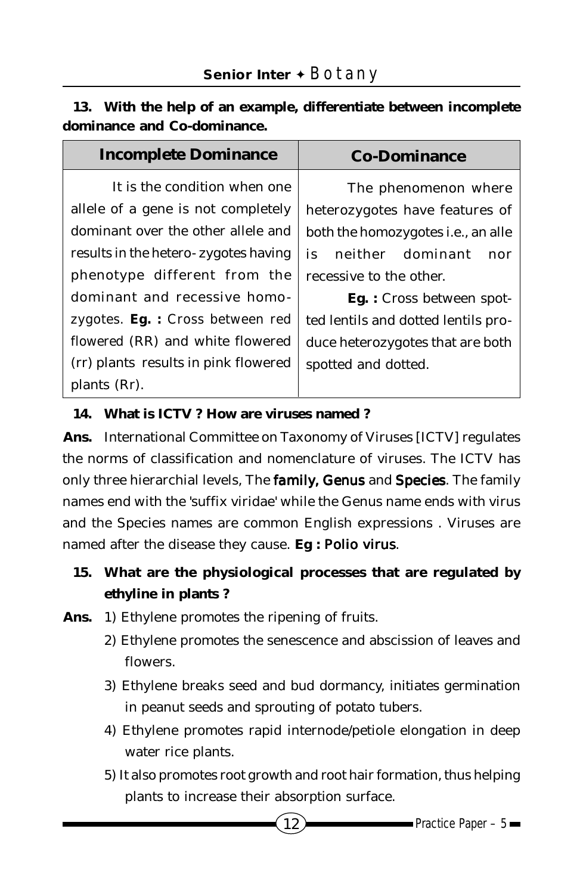**13. With the help of an example, differentiate between incomplete dominance and Co-dominance.**

| Incomplete Dominance | Co-Dominance |
|---|---|
| It is the condition when one allele of a gene is not completely dominant over the other allele and results in the hetero- zygotes having phenotype different from the dominant and recessive homo-zygotes. **Eg. :** Cross between red flowered (RR) and white flowered (rr) plants results in pink flowered plants (Rr). | The phenomenon where heterozygotes have features of both the homozygotes i.e., an alle is neither dominant nor recessive to the other. **Eg. :** Cross between spotted lentils and dotted lentils produce heterozygotes that are both spotted and dotted. |

**14. What is ICTV ? How are viruses named ?**

**Ans.** International Committee on Taxonomy of Viruses [ICTV] regulates the norms of classification and nomenclature of viruses. The ICTV has only three hierarchial levels, The family, Genus and Species. The family names end with the 'suffix viridae' while the Genus name ends with virus and the Species names are common English expressions . Viruses are named after the disease they cause. **Eg :** Polio virus.

**15. What are the physiological processes that are regulated by ethyline in plants ?**

**Ans.** 1) Ethylene promotes the ripening of fruits.

2) Ethylene promotes the senescence and abscission of leaves and flowers.

3) Ethylene breaks seed and bud dormancy, initiates germination in peanut seeds and sprouting of potato tubers.

4) Ethylene promotes rapid internode/petiole elongation in deep water rice plants.

5) It also promotes root growth and root hair formation, thus helping plants to increase their absorption surface.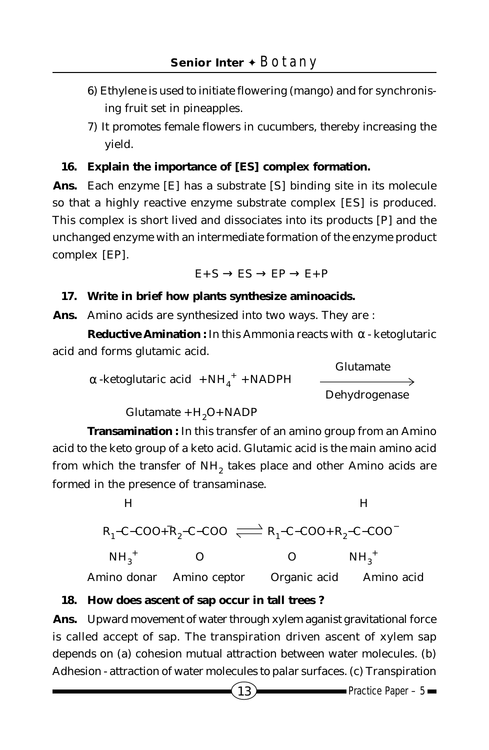6) Ethylene is used to initiate flowering (mango) and for synchronising fruit set in pineapples.

7) It promotes female flowers in cucumbers, thereby increasing the yield.

**16. Explain the importance of [ES] complex formation.**

**Ans.** Each enzyme [E] has a substrate [S] binding site in its molecule so that a highly reactive enzyme substrate complex [ES] is produced. This complex is short lived and dissociates into its products [P] and the unchanged enzyme with an intermediate formation of the enzyme product complex [EP].

$$E+S \rightarrow ES \rightarrow EP \rightarrow E+P$$

**17. Write in brief how plants synthesize aminoacids.**

**Ans.** Amino acids are synthesized into two ways. They are :

**Reductive Amination :** In this Ammonia reacts with $\alpha$ - ketoglutaric acid and forms glutamic acid.

$$\alpha\text{-ketoglutaric acid } + NH_4^+ + NADPH \xrightarrow[\text{Dehydrogenase}]{\text{Glutamate}} \text{Glutamate} + H_2O + NADP$$

**Transamination :** In this transfer of an amino group from an Amino acid to the keto group of a keto acid. Glutamic acid is the main amino acid from which the transfer of $NH_2$ takes place and other Amino acids are formed in the presence of transaminase.

$$\underset{\text{Amino donar}}{R_1\text{–}\overset{H}{\underset{NH_3^+}{C}}\text{–}COO^-} + \underset{\text{Amino ceptor}}{R_2\text{–}\underset{O}{C}\text{–}COO} \rightleftharpoons \underset{\text{Organic acid}}{R_1\text{–}\underset{O}{C}\text{–}COO} + \underset{\text{Amino acid}}{R_2\text{–}\overset{H}{\underset{NH_3^+}{C}}\text{–}COO^-}$$

**18. How does ascent of sap occur in tall trees ?**

**Ans.** Upward movement of water through xylem aganist gravitational force is called accept of sap. The transpiration driven ascent of xylem sap depends on (a) cohesion mutual attraction between water molecules. (b) Adhesion - attraction of water molecules to palar surfaces. (c) Transpiration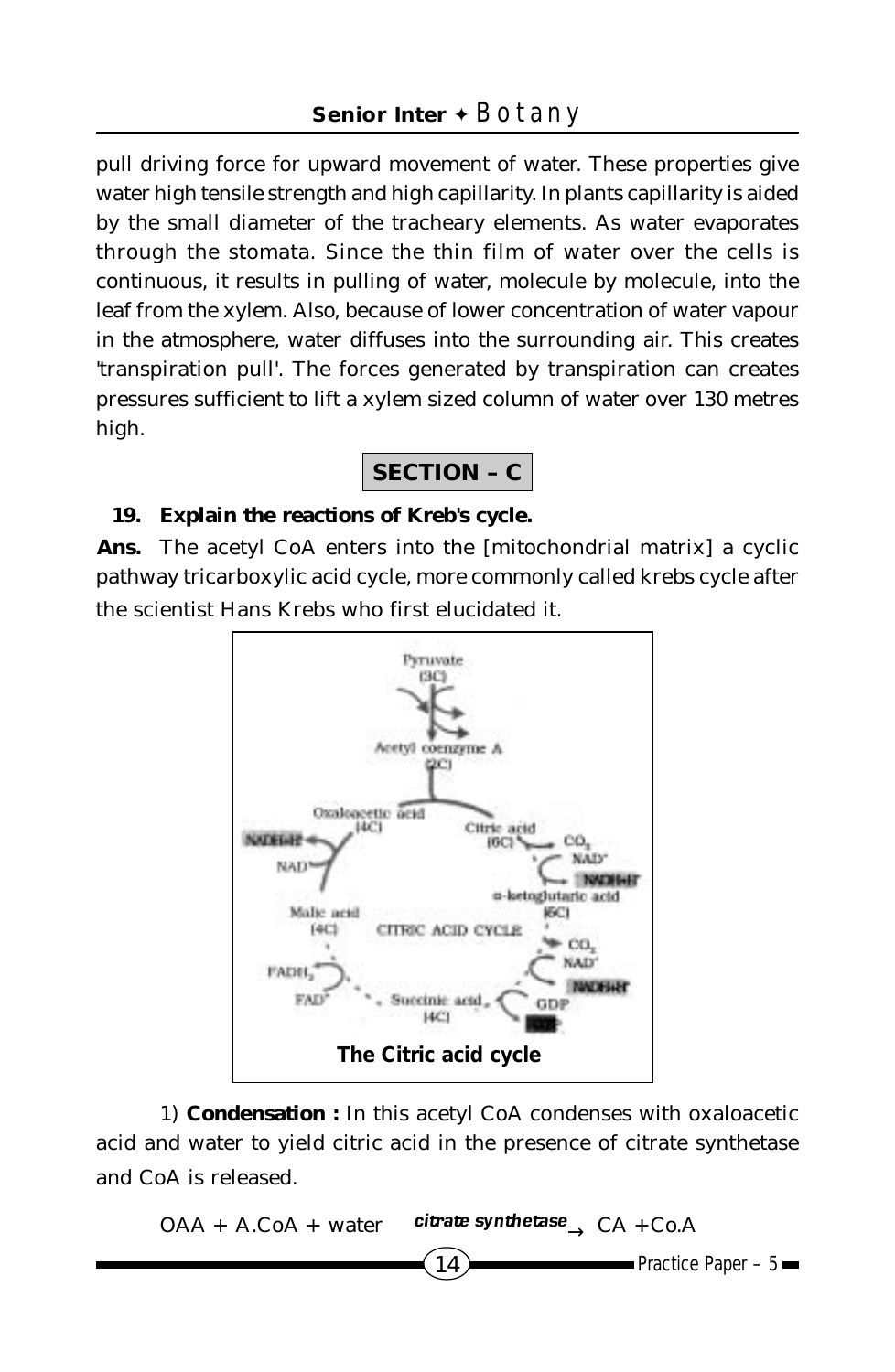pull driving force for upward movement of water. These properties give water high tensile strength and high capillarity. In plants capillarity is aided by the small diameter of the tracheary elements. As water evaporates through the stomata. Since the thin film of water over the cells is continuous, it results in pulling of water, molecule by molecule, into the leaf from the xylem. Also, because of lower concentration of water vapour in the atmosphere, water diffuses into the surrounding air. This creates 'transpiration pull'. The forces generated by transpiration can creates pressures sufficient to lift a xylem sized column of water over 130 metres high.

## SECTION – C

**19. Explain the reactions of Kreb's cycle.**

**Ans.** The acetyl CoA enters into the [mitochondrial matrix] a cyclic pathway tricarboxylic acid cycle, more commonly called krebs cycle after the scientist Hans Krebs who first elucidated it.

**The Citric acid cycle**

1) **Condensation :** In this acetyl CoA condenses with oxaloacetic acid and water to yield citric acid in the presence of citrate synthetase and CoA is released.

$$\text{OAA} + \text{A.CoA} + \text{water} \xrightarrow{\textit{citrate synthetase}} \text{CA} + \text{Co.A}$$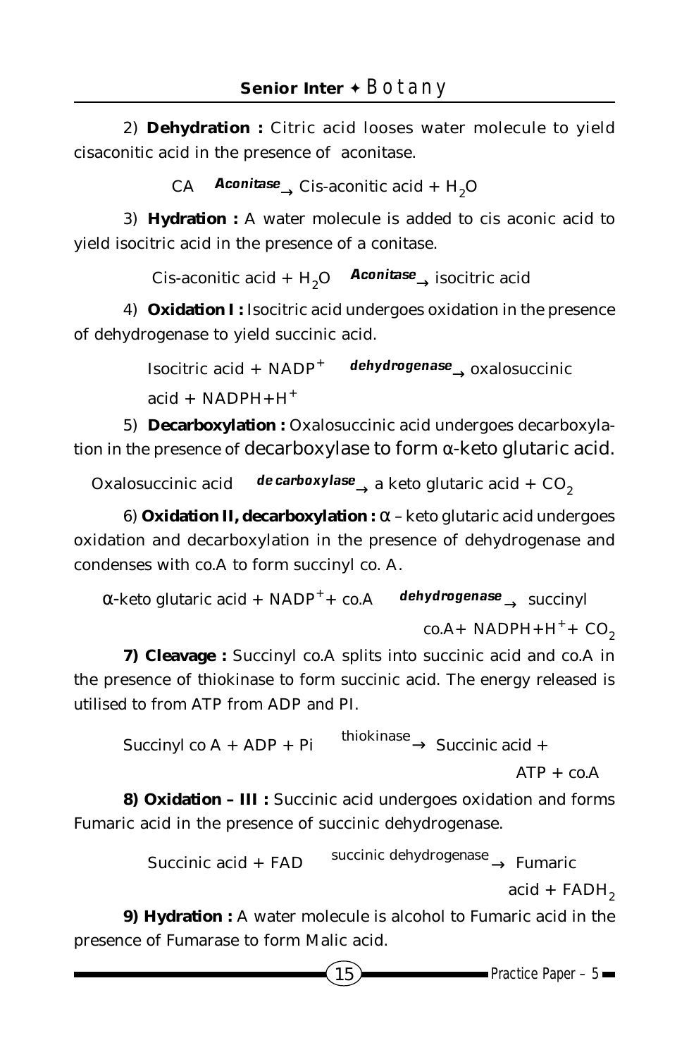2) **Dehydration :** Citric acid looses water molecule to yield cisaconitic acid in the presence of aconitase.

CA $\xrightarrow{\textit{Aconitase}}$ Cis-aconitic acid + $H_2O$

3) **Hydration :** A water molecule is added to cis aconic acid to yield isocitric acid in the presence of a conitase.

Cis-aconitic acid + $H_2O$ $\xrightarrow{\textit{Aconitase}}$ isocitric acid

4) **Oxidation I :** Isocitric acid undergoes oxidation in the presence of dehydrogenase to yield succinic acid.

Isocitric acid + $NADP^+$ $\xrightarrow{\textit{dehydrogenase}}$ oxalosuccinic acid + $NADPH+H^+$

5) **Decarboxylation :** Oxalosuccinic acid undergoes decarboxylation in the presence of decarboxylase to form α-keto glutaric acid.

Oxalosuccinic acid $\xrightarrow{\textit{de carboxylase}}$ a keto glutaric acid + $CO_2$

6) **Oxidation II, decarboxylation :** α – keto glutaric acid undergoes oxidation and decarboxylation in the presence of dehydrogenase and condenses with co.A to form succinyl co. A.

α-keto glutaric acid + $NADP^+$+ co.A $\xrightarrow{\textit{dehydrogenase}}$ succinyl co.A+ $NADPH+H^+$+ $CO_2$

**7) Cleavage :** Succinyl co.A splits into succinic acid and co.A in the presence of thiokinase to form succinic acid. The energy released is utilised to from ATP from ADP and PI.

Succinyl co A + ADP + Pi $\xrightarrow{\text{thiokinase}}$ Succinic acid + ATP + co.A

**8) Oxidation – III :** Succinic acid undergoes oxidation and forms Fumaric acid in the presence of succinic dehydrogenase.

Succinic acid + FAD $\xrightarrow{\text{succinic dehydrogenase}}$ Fumaric acid + $FADH_2$

**9) Hydration :** A water molecule is alcohol to Fumaric acid in the presence of Fumarase to form Malic acid.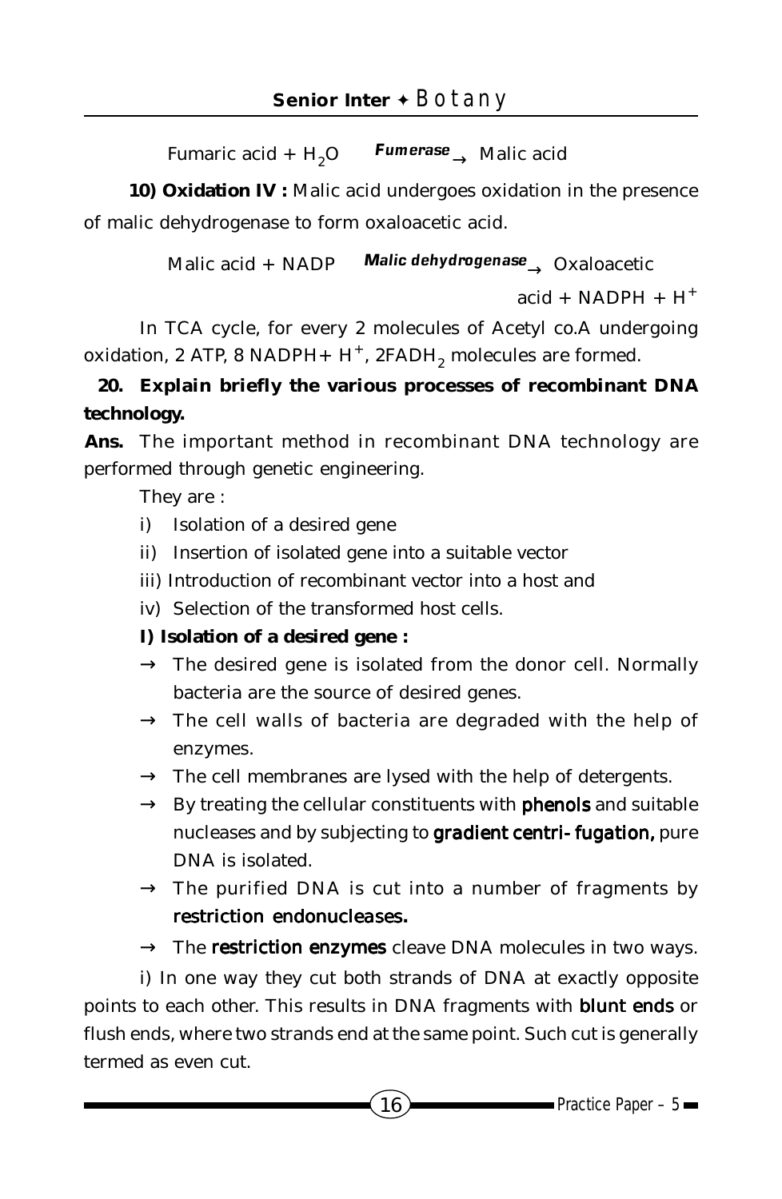Fumaric acid + $H_2O$ $\xrightarrow{\textit{Fumerase}}$ Malic acid

**10) Oxidation IV :** Malic acid undergoes oxidation in the presence of malic dehydrogenase to form oxaloacetic acid.

Malic acid + NADP $\xrightarrow{\textit{Malic dehydrogenase}}$ Oxaloacetic acid + NADPH + $H^+$

In TCA cycle, for every 2 molecules of Acetyl co.A undergoing oxidation, 2 ATP, 8 NADPH+ $H^+$, 2$FADH_2$ molecules are formed.

**20. Explain briefly the various processes of recombinant DNA technology.**

**Ans.** The important method in recombinant DNA technology are performed through genetic engineering.

They are :

i) Isolation of a desired gene
ii) Insertion of isolated gene into a suitable vector
iii) Introduction of recombinant vector into a host and
iv) Selection of the transformed host cells.

**I) Isolation of a desired gene :**

→ The desired gene is isolated from the donor cell. Normally bacteria are the source of desired genes.

→ The cell walls of bacteria are degraded with the help of enzymes.

→ The cell membranes are lysed with the help of detergents.

→ By treating the cellular constituents with **phenols** and suitable nucleases and by subjecting to **gradient centri- fugation,** pure DNA is isolated.

→ The purified DNA is cut into a number of fragments by **restriction endonucleases.**

→ The **restriction enzymes** cleave DNA molecules in two ways.

i) In one way they cut both strands of DNA at exactly opposite points to each other. This results in DNA fragments with **blunt ends** or flush ends, where two strands end at the same point. Such cut is generally termed as even cut.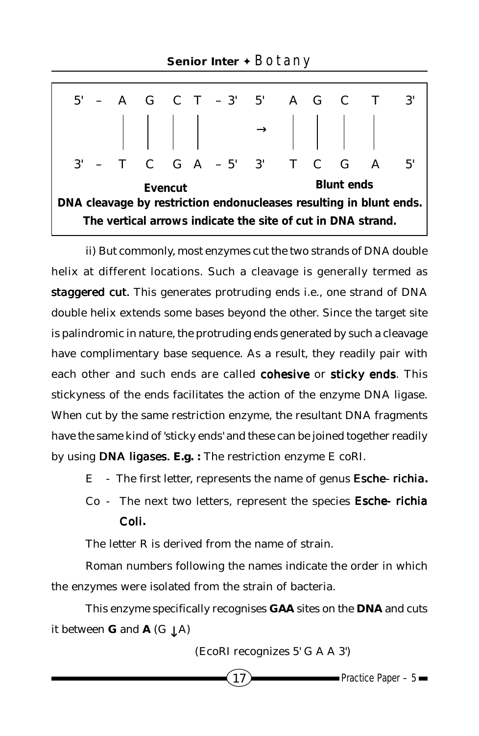```
5' – A G C T – 3'   5'  A G C T  3'
         |  |  |  |         →    |  |  |  |
3' – T C G A – 5'   3'  T C G A  5'
        Evencut                Blunt ends
```

**DNA cleavage by restriction endonucleases resulting in blunt ends. The vertical arrows indicate the site of cut in DNA strand.**

ii) But commonly, most enzymes cut the two strands of DNA double helix at different locations. Such a cleavage is generally termed as **staggered cut.** This generates protruding ends i.e., one strand of DNA double helix extends some bases beyond the other. Since the target site is palindromic in nature, the protruding ends generated by such a cleavage have complimentary base sequence. As a result, they readily pair with each other and such ends are called **cohesive** or **sticky ends**. This stickyness of the ends facilitates the action of the enzyme DNA ligase. When cut by the same restriction enzyme, the resultant DNA fragments have the same kind of 'sticky ends' and these can be joined together readily by using **DNA ligases. E.g. :** The restriction enzyme E coRI.

E - The first letter, represents the name of genus **Esche- richia.**

Co - The next two letters, represent the species **Esche- richia Coli.**

The letter R is derived from the name of strain.

Roman numbers following the names indicate the order in which the enzymes were isolated from the strain of bacteria.

This enzyme specifically recognises **GAA** sites on the **DNA** and cuts it between **G** and **A** (G ↓A)

(EcoRI recognizes 5' G A A 3')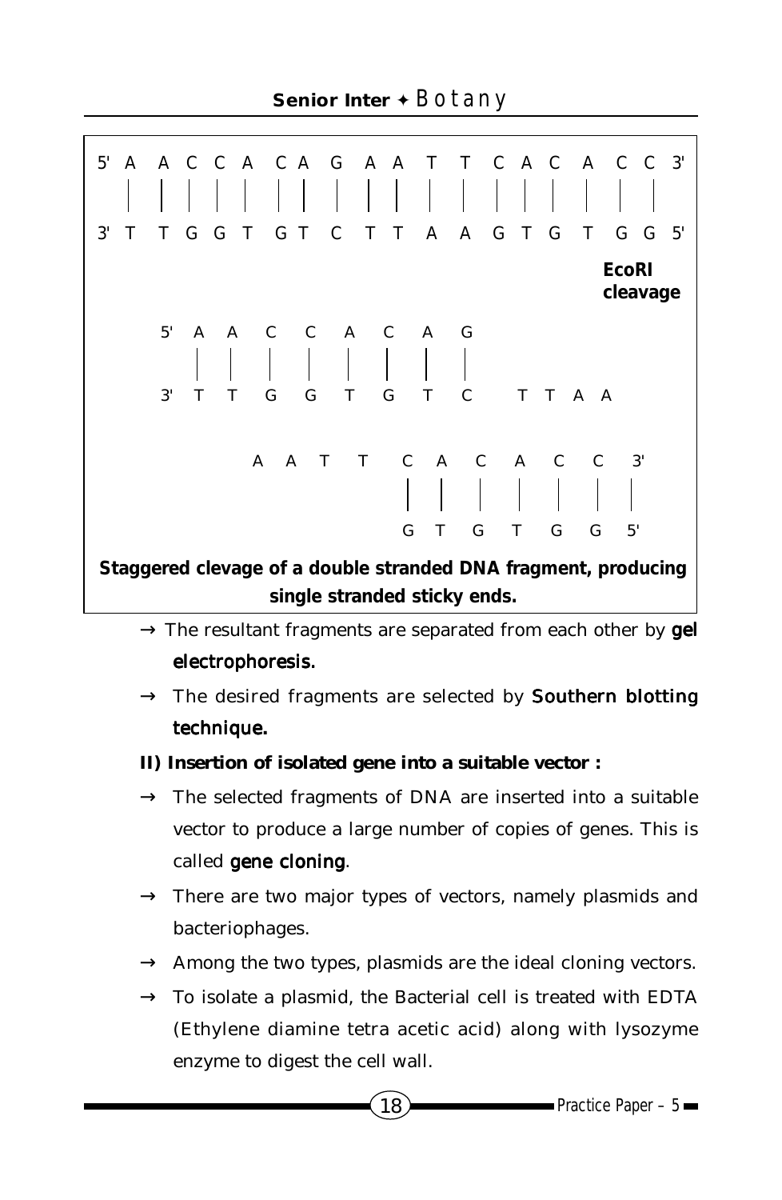```
5' A A C C A C A G A A T T C A C A C C 3'
   | | | | | | | | | | | | | | | | | |
3' T T G G T G T C T T A A G T G T G G 5'
                                      EcoRI
                                      cleavage

   5' A A C C A C A G
      | | | | | | | |
   3' T T G G T G T C   T T A A

            A A T T C A C A C C 3'
                    | | | | | |
                    G T G T G G 5'
```

**Staggered clevage of a double stranded DNA fragment, producing single stranded sticky ends.**

- → The resultant fragments are separated from each other by **gel electrophoresis.**
- → The desired fragments are selected by **Southern blotting technique.**

**II) Insertion of isolated gene into a suitable vector :**

- → The selected fragments of DNA are inserted into a suitable vector to produce a large number of copies of genes. This is called **gene cloning**.
- → There are two major types of vectors, namely plasmids and bacteriophages.
- → Among the two types, plasmids are the ideal cloning vectors.
- → To isolate a plasmid, the Bacterial cell is treated with EDTA (Ethylene diamine tetra acetic acid) along with lysozyme enzyme to digest the cell wall.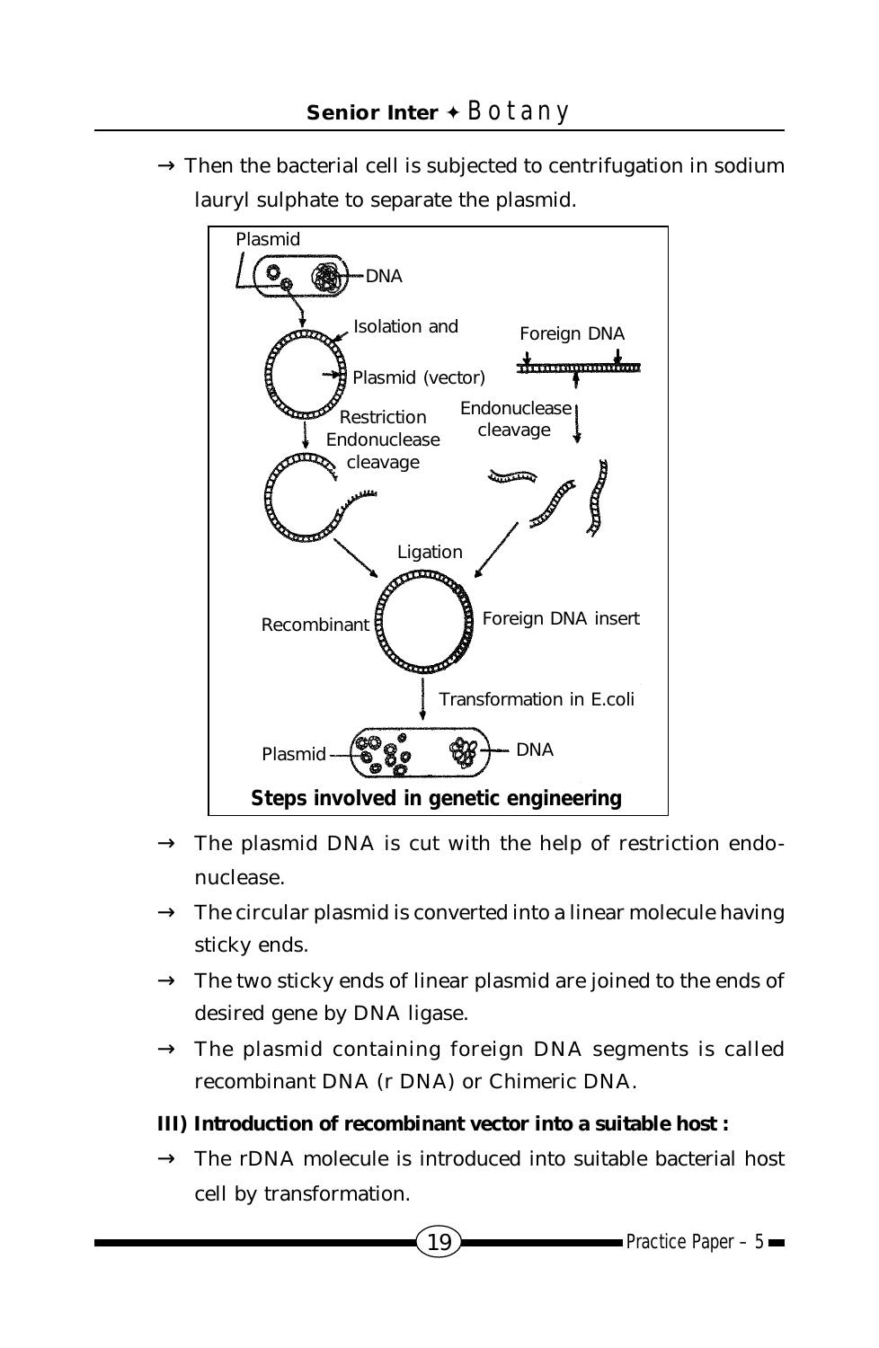→ Then the bacterial cell is subjected to centrifugation in sodium lauryl sulphate to separate the plasmid.

**Steps involved in genetic engineering**

→ The plasmid DNA is cut with the help of restriction endonuclease.

→ The circular plasmid is converted into a linear molecule having sticky ends.

→ The two sticky ends of linear plasmid are joined to the ends of desired gene by DNA ligase.

→ The plasmid containing foreign DNA segments is called recombinant DNA (r DNA) or Chimeric DNA.

**III) Introduction of recombinant vector into a suitable host :**

→ The rDNA molecule is introduced into suitable bacterial host cell by transformation.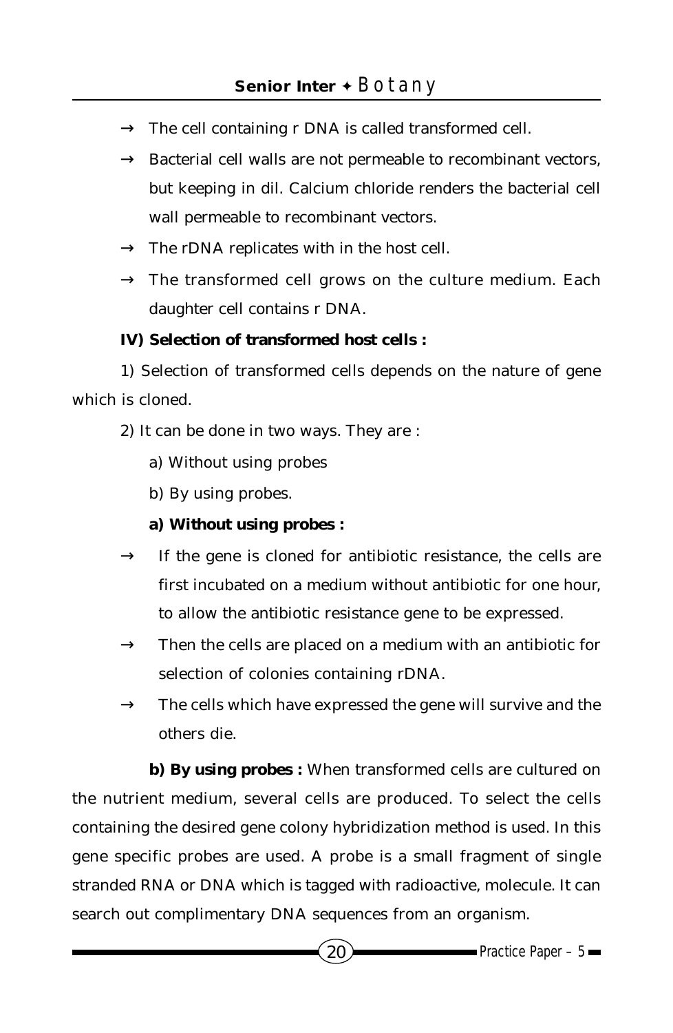→ The cell containing r DNA is called transformed cell.

→ Bacterial cell walls are not permeable to recombinant vectors, but keeping in dil. Calcium chloride renders the bacterial cell wall permeable to recombinant vectors.

→ The rDNA replicates with in the host cell.

→ The transformed cell grows on the culture medium. Each daughter cell contains r DNA.

**IV) Selection of transformed host cells :**

1) Selection of transformed cells depends on the nature of gene which is cloned.

2) It can be done in two ways. They are :

a) Without using probes

b) By using probes.

**a) Without using probes :**

→ If the gene is cloned for antibiotic resistance, the cells are first incubated on a medium without antibiotic for one hour, to allow the antibiotic resistance gene to be expressed.

→ Then the cells are placed on a medium with an antibiotic for selection of colonies containing rDNA.

→ The cells which have expressed the gene will survive and the others die.

**b) By using probes :** When transformed cells are cultured on the nutrient medium, several cells are produced. To select the cells containing the desired gene colony hybridization method is used. In this gene specific probes are used. A probe is a small fragment of single stranded RNA or DNA which is tagged with radioactive, molecule. It can search out complimentary DNA sequences from an organism.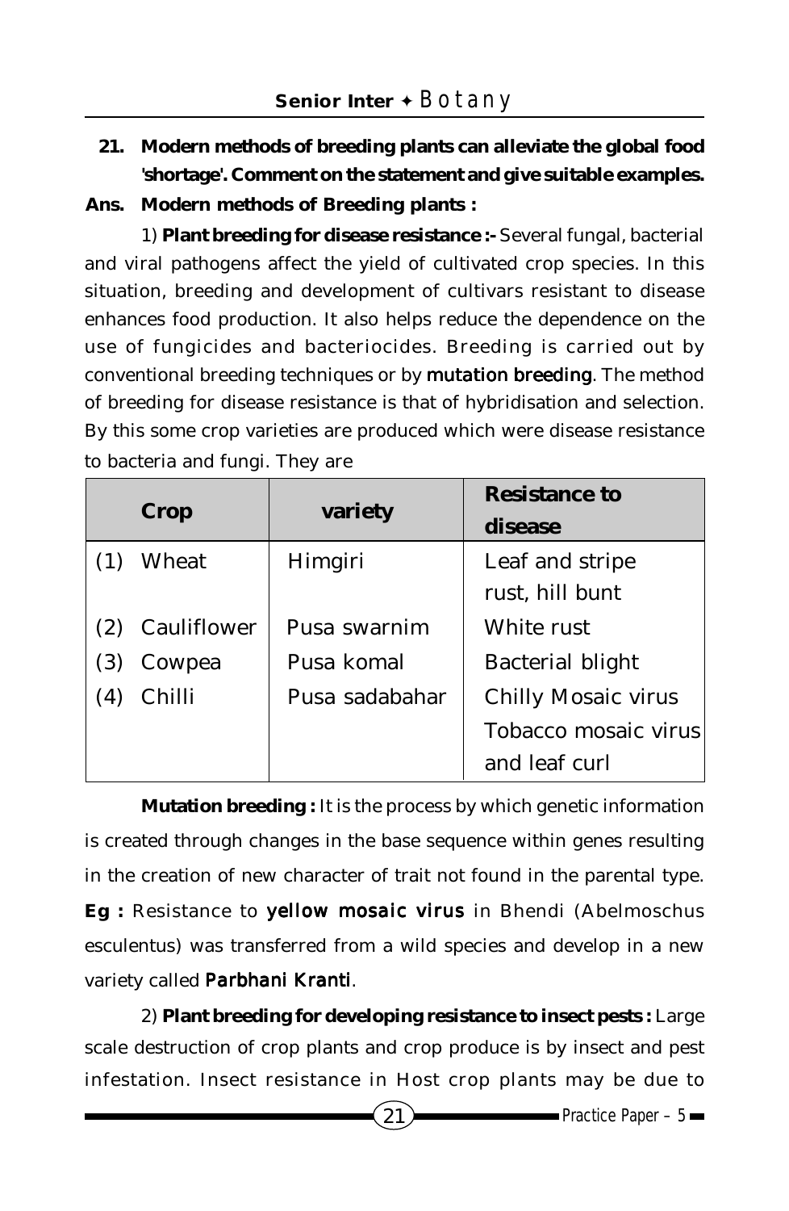**21. Modern methods of breeding plants can alleviate the global food 'shortage'. Comment on the statement and give suitable examples.**

**Ans. Modern methods of Breeding plants :**

1) **Plant breeding for disease resistance :-** Several fungal, bacterial and viral pathogens affect the yield of cultivated crop species. In this situation, breeding and development of cultivars resistant to disease enhances food production. It also helps reduce the dependence on the use of fungicides and bacteriocides. Breeding is carried out by conventional breeding techniques or by mutation breeding. The method of breeding for disease resistance is that of hybridisation and selection. By this some crop varieties are produced which were disease resistance to bacteria and fungi. They are

| Crop | variety | Resistance to disease |
|---|---|---|
| (1) Wheat | Himgiri | Leaf and stripe rust, hill bunt |
| (2) Cauliflower | Pusa swarnim | White rust |
| (3) Cowpea | Pusa komal | Bacterial blight |
| (4) Chilli | Pusa sadabahar | Chilly Mosaic virus Tobacco mosaic virus and leaf curl |

**Mutation breeding :** It is the process by which genetic information is created through changes in the base sequence within genes resulting in the creation of new character of trait not found in the parental type. **Eg :** Resistance to yellow mosaic virus in Bhendi (Abelmoschus esculentus) was transferred from a wild species and develop in a new variety called Parbhani Kranti.

2) **Plant breeding for developing resistance to insect pests :** Large scale destruction of crop plants and crop produce is by insect and pest infestation. Insect resistance in Host crop plants may be due to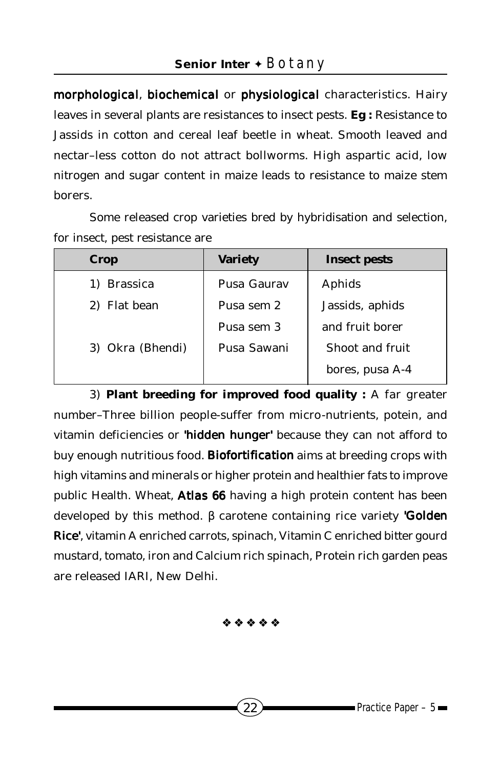**morphological**, **biochemical** or **physiological** characteristics. Hairy leaves in several plants are resistances to insect pests. **Eg :** Resistance to Jassids in cotton and cereal leaf beetle in wheat. Smooth leaved and nectar–less cotton do not attract bollworms. High aspartic acid, low nitrogen and sugar content in maize leads to resistance to maize stem borers.

Some released crop varieties bred by hybridisation and selection, for insect, pest resistance are

| Crop | Variety | Insect pests |
|---|---|---|
| 1) Brassica | Pusa Gaurav | Aphids |
| 2) Flat bean | Pusa sem 2 | Jassids, aphids |
| | Pusa sem 3 | and fruit borer |
| 3) Okra (Bhendi) | Pusa Sawani | Shoot and fruit |
| | | bores, pusa A-4 |

3) **Plant breeding for improved food quality :** A far greater number–Three billion people-suffer from micro-nutrients, potein, and vitamin deficiencies or **'hidden hunger'** because they can not afford to buy enough nutritious food. **Biofortification** aims at breeding crops with high vitamins and minerals or higher protein and healthier fats to improve public Health. Wheat, **Atlas 66** having a high protein content has been developed by this method. β carotene containing rice variety **'Golden Rice'**, vitamin A enriched carrots, spinach, Vitamin C enriched bitter gourd mustard, tomato, iron and Calcium rich spinach, Protein rich garden peas are released IARI, New Delhi.

❖ ❖ ❖ ❖ ❖